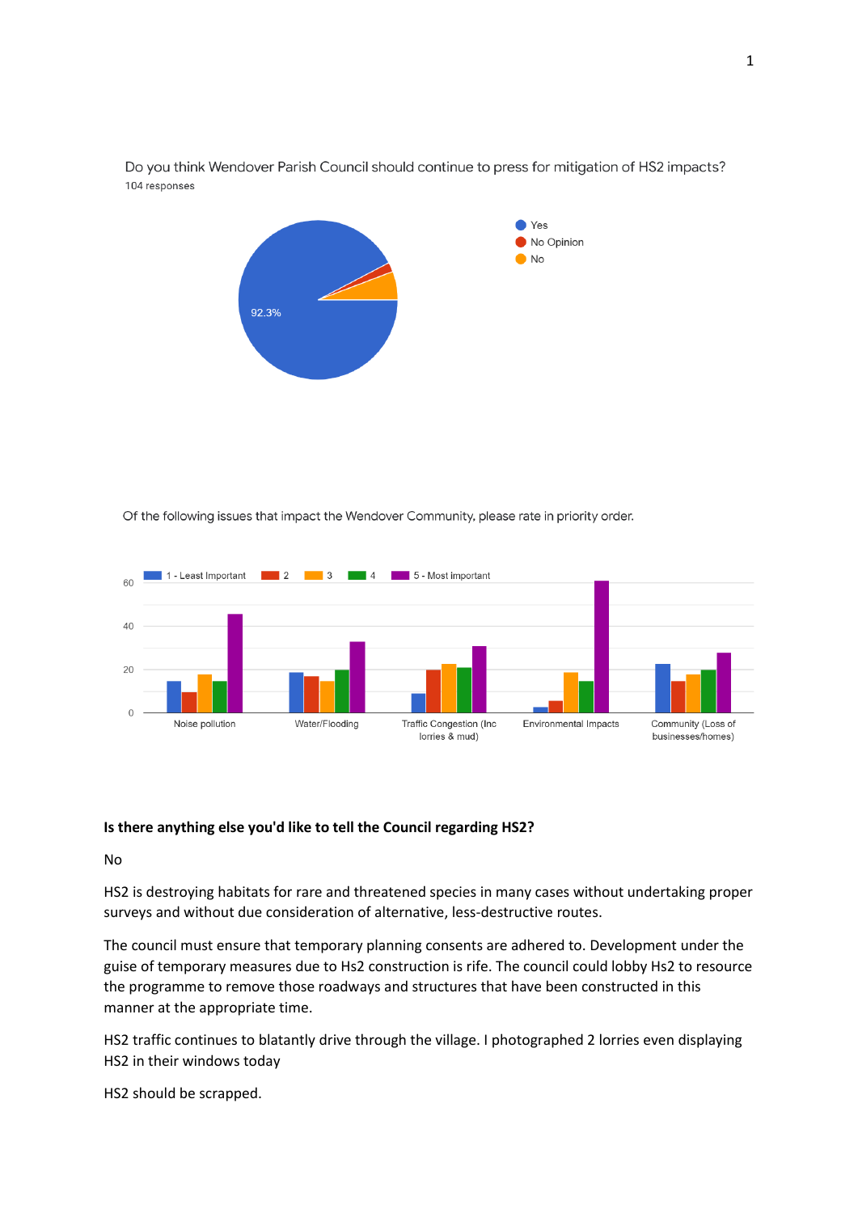Do you think Wendover Parish Council should continue to press for mitigation of HS2 impacts?

104 responses

Yes
No Opinion
No

92.3%

Of the following issues that impact the Wendover Community, please rate in priority order.

1 - Least Important
2
3
4
5 - Most important

60
40
20
0

Noise pollution
Water/Flooding
Traffic Congestion (Inc lorries & mud)
Environmental Impacts
Community (Loss of businesses/homes)

**Is there anything else you'd like to tell the Council regarding HS2?**

No

HS2 is destroying habitats for rare and threatened species in many cases without undertaking proper surveys and without due consideration of alternative, less-destructive routes.

The council must ensure that temporary planning consents are adhered to. Development under the guise of temporary measures due to Hs2 construction is rife. The council could lobby Hs2 to resource the programme to remove those roadways and structures that have been constructed in this manner at the appropriate time.

HS2 traffic continues to blatantly drive through the village. I photographed 2 lorries even displaying HS2 in their windows today

HS2 should be scrapped.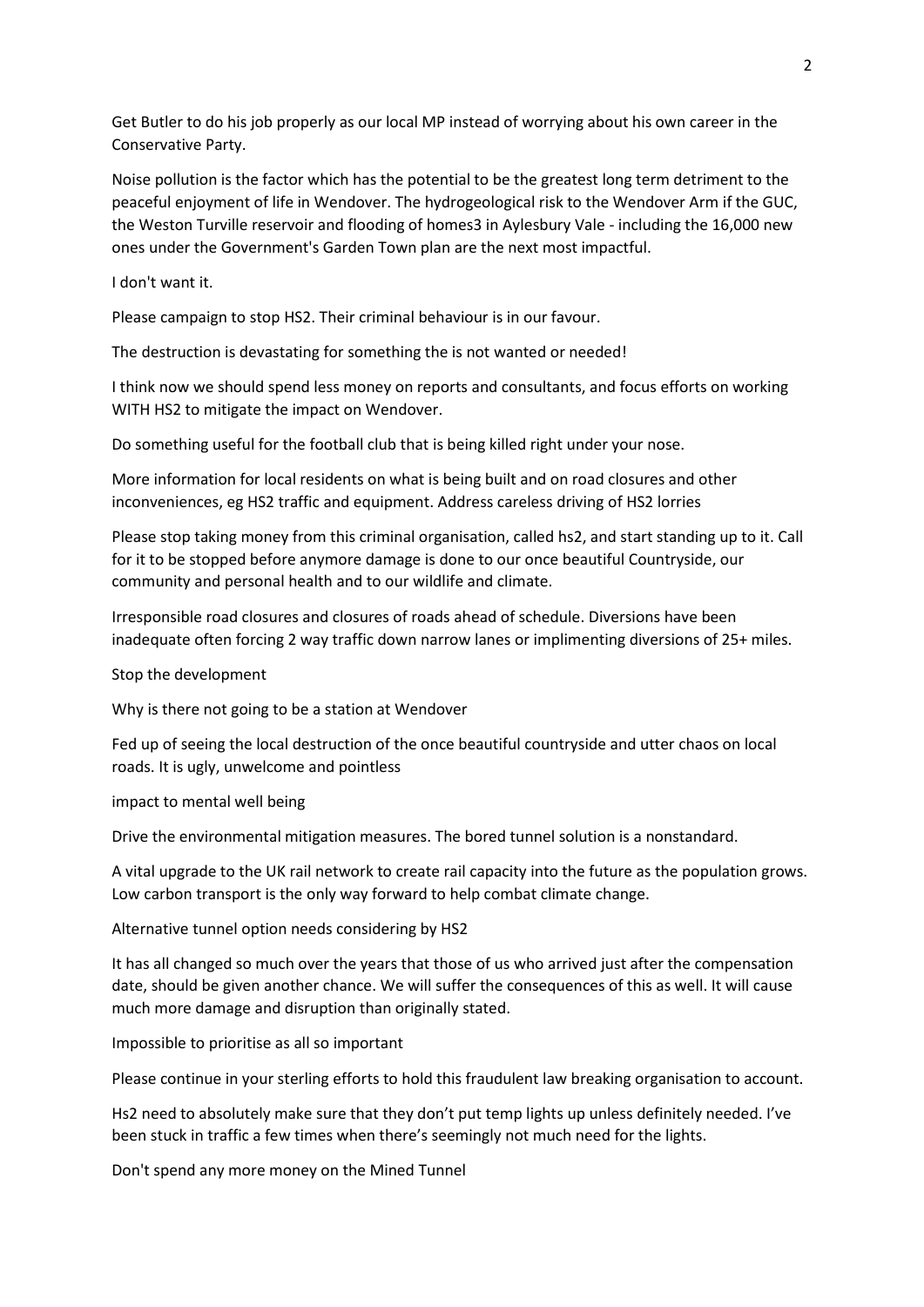Get Butler to do his job properly as our local MP instead of worrying about his own career in the Conservative Party.

Noise pollution is the factor which has the potential to be the greatest long term detriment to the peaceful enjoyment of life in Wendover. The hydrogeological risk to the Wendover Arm if the GUC, the Weston Turville reservoir and flooding of homes3 in Aylesbury Vale - including the 16,000 new ones under the Government's Garden Town plan are the next most impactful.

I don't want it.

Please campaign to stop HS2. Their criminal behaviour is in our favour.

The destruction is devastating for something the is not wanted or needed!

I think now we should spend less money on reports and consultants, and focus efforts on working WITH HS2 to mitigate the impact on Wendover.

Do something useful for the football club that is being killed right under your nose.

More information for local residents on what is being built and on road closures and other inconveniences, eg HS2 traffic and equipment. Address careless driving of HS2 lorries

Please stop taking money from this criminal organisation, called hs2, and start standing up to it. Call for it to be stopped before anymore damage is done to our once beautiful Countryside, our community and personal health and to our wildlife and climate.

Irresponsible road closures and closures of roads ahead of schedule. Diversions have been inadequate often forcing 2 way traffic down narrow lanes or implimenting diversions of 25+ miles.

Stop the development

Why is there not going to be a station at Wendover

Fed up of seeing the local destruction of the once beautiful countryside and utter chaos on local roads. It is ugly, unwelcome and pointless

impact to mental well being

Drive the environmental mitigation measures. The bored tunnel solution is a nonstandard.

A vital upgrade to the UK rail network to create rail capacity into the future as the population grows. Low carbon transport is the only way forward to help combat climate change.

Alternative tunnel option needs considering by HS2

It has all changed so much over the years that those of us who arrived just after the compensation date, should be given another chance. We will suffer the consequences of this as well. It will cause much more damage and disruption than originally stated.

Impossible to prioritise as all so important

Please continue in your sterling efforts to hold this fraudulent law breaking organisation to account.

Hs2 need to absolutely make sure that they don't put temp lights up unless definitely needed. I've been stuck in traffic a few times when there's seemingly not much need for the lights.

Don't spend any more money on the Mined Tunnel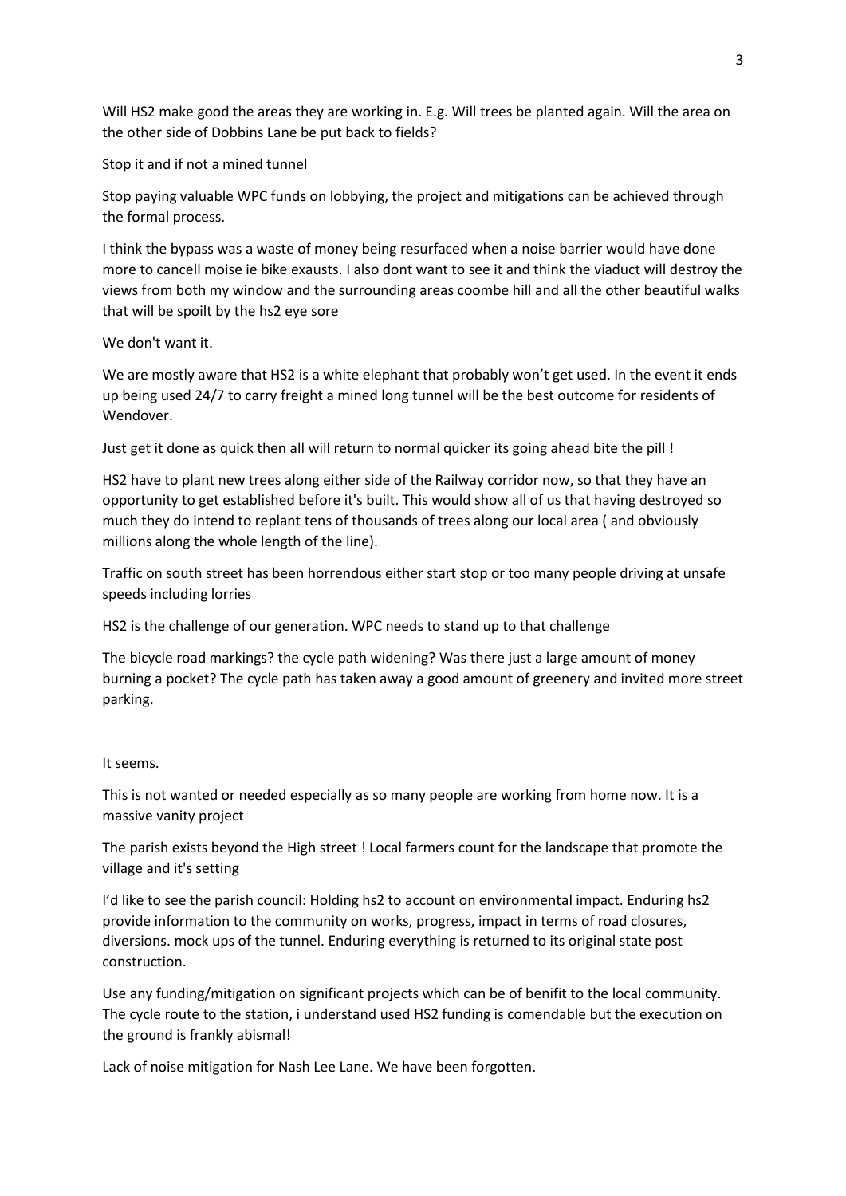Will HS2 make good the areas they are working in. E.g. Will trees be planted again. Will the area on the other side of Dobbins Lane be put back to fields?

Stop it and if not a mined tunnel

Stop paying valuable WPC funds on lobbying, the project and mitigations can be achieved through the formal process.

I think the bypass was a waste of money being resurfaced when a noise barrier would have done more to cancell moise ie bike exausts. I also dont want to see it and think the viaduct will destroy the views from both my window and the surrounding areas coombe hill and all the other beautiful walks that will be spoilt by the hs2 eye sore

We don't want it.

We are mostly aware that HS2 is a white elephant that probably won't get used. In the event it ends up being used 24/7 to carry freight a mined long tunnel will be the best outcome for residents of Wendover.

Just get it done as quick then all will return to normal quicker its going ahead bite the pill !

HS2 have to plant new trees along either side of the Railway corridor now, so that they have an opportunity to get established before it's built. This would show all of us that having destroyed so much they do intend to replant tens of thousands of trees along our local area ( and obviously millions along the whole length of the line).

Traffic on south street has been horrendous either start stop or too many people driving at unsafe speeds including lorries

HS2 is the challenge of our generation. WPC needs to stand up to that challenge

The bicycle road markings? the cycle path widening? Was there just a large amount of money burning a pocket? The cycle path has taken away a good amount of greenery and invited more street parking.

It seems.

This is not wanted or needed especially as so many people are working from home now. It is a massive vanity project

The parish exists beyond the High street ! Local farmers count for the landscape that promote the village and it's setting

I'd like to see the parish council: Holding hs2 to account on environmental impact. Enduring hs2 provide information to the community on works, progress, impact in terms of road closures, diversions. mock ups of the tunnel. Enduring everything is returned to its original state post construction.

Use any funding/mitigation on significant projects which can be of benifit to the local community. The cycle route to the station, i understand used HS2 funding is comendable but the execution on the ground is frankly abismal!

Lack of noise mitigation for Nash Lee Lane. We have been forgotten.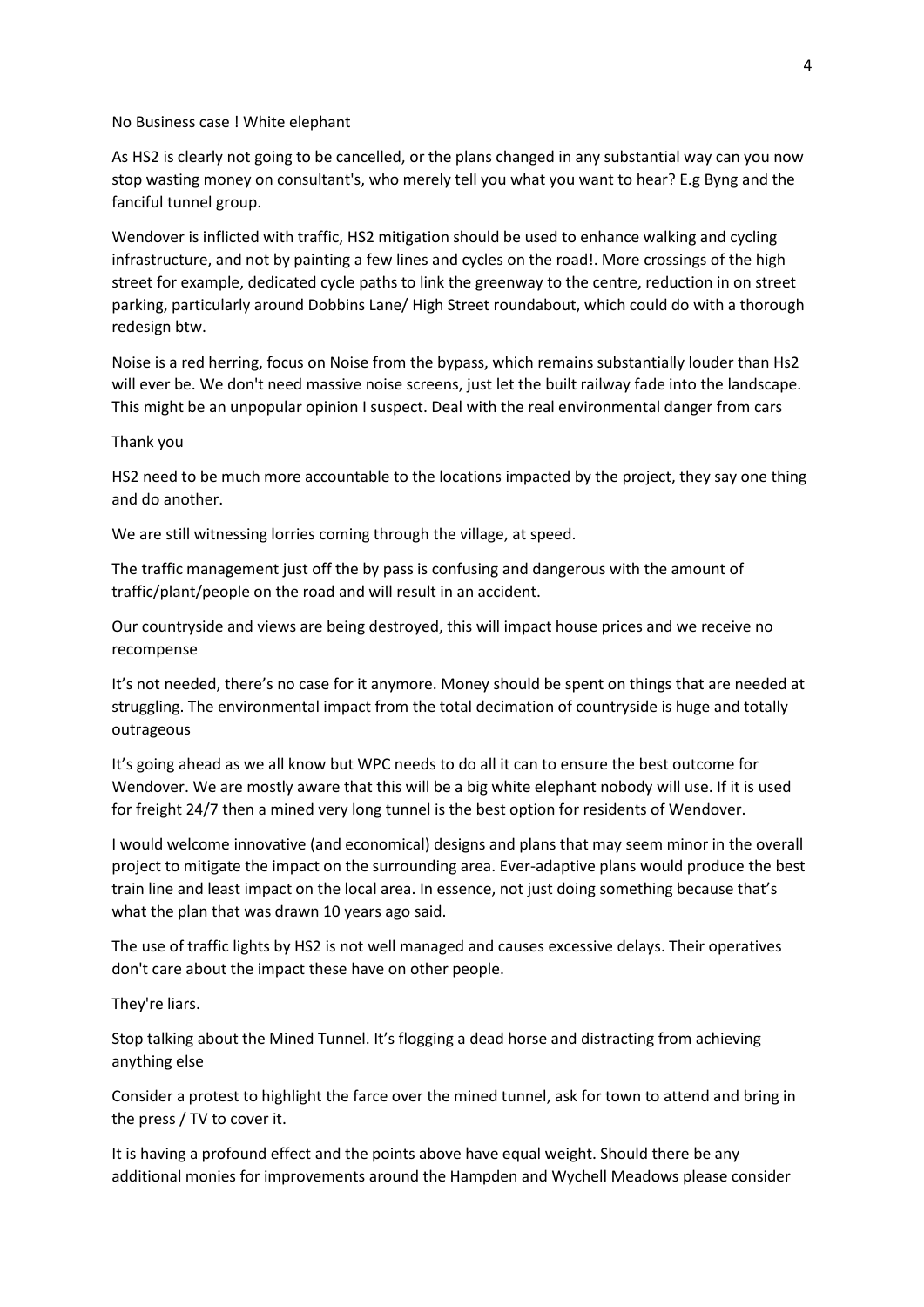No Business case ! White elephant

As HS2 is clearly not going to be cancelled, or the plans changed in any substantial way can you now stop wasting money on consultant's, who merely tell you what you want to hear? E.g Byng and the fanciful tunnel group.

Wendover is inflicted with traffic, HS2 mitigation should be used to enhance walking and cycling infrastructure, and not by painting a few lines and cycles on the road!. More crossings of the high street for example, dedicated cycle paths to link the greenway to the centre, reduction in on street parking, particularly around Dobbins Lane/ High Street roundabout, which could do with a thorough redesign btw.

Noise is a red herring, focus on Noise from the bypass, which remains substantially louder than Hs2 will ever be. We don't need massive noise screens, just let the built railway fade into the landscape. This might be an unpopular opinion I suspect. Deal with the real environmental danger from cars

Thank you

HS2 need to be much more accountable to the locations impacted by the project, they say one thing and do another.

We are still witnessing lorries coming through the village, at speed.

The traffic management just off the by pass is confusing and dangerous with the amount of traffic/plant/people on the road and will result in an accident.

Our countryside and views are being destroyed, this will impact house prices and we receive no recompense

It's not needed, there's no case for it anymore. Money should be spent on things that are needed at struggling. The environmental impact from the total decimation of countryside is huge and totally outrageous

It's going ahead as we all know but WPC needs to do all it can to ensure the best outcome for Wendover. We are mostly aware that this will be a big white elephant nobody will use. If it is used for freight 24/7 then a mined very long tunnel is the best option for residents of Wendover.

I would welcome innovative (and economical) designs and plans that may seem minor in the overall project to mitigate the impact on the surrounding area. Ever-adaptive plans would produce the best train line and least impact on the local area. In essence, not just doing something because that's what the plan that was drawn 10 years ago said.

The use of traffic lights by HS2 is not well managed and causes excessive delays. Their operatives don't care about the impact these have on other people.

They're liars.

Stop talking about the Mined Tunnel. It's flogging a dead horse and distracting from achieving anything else

Consider a protest to highlight the farce over the mined tunnel, ask for town to attend and bring in the press / TV to cover it.

It is having a profound effect and the points above have equal weight. Should there be any additional monies for improvements around the Hampden and Wychell Meadows please consider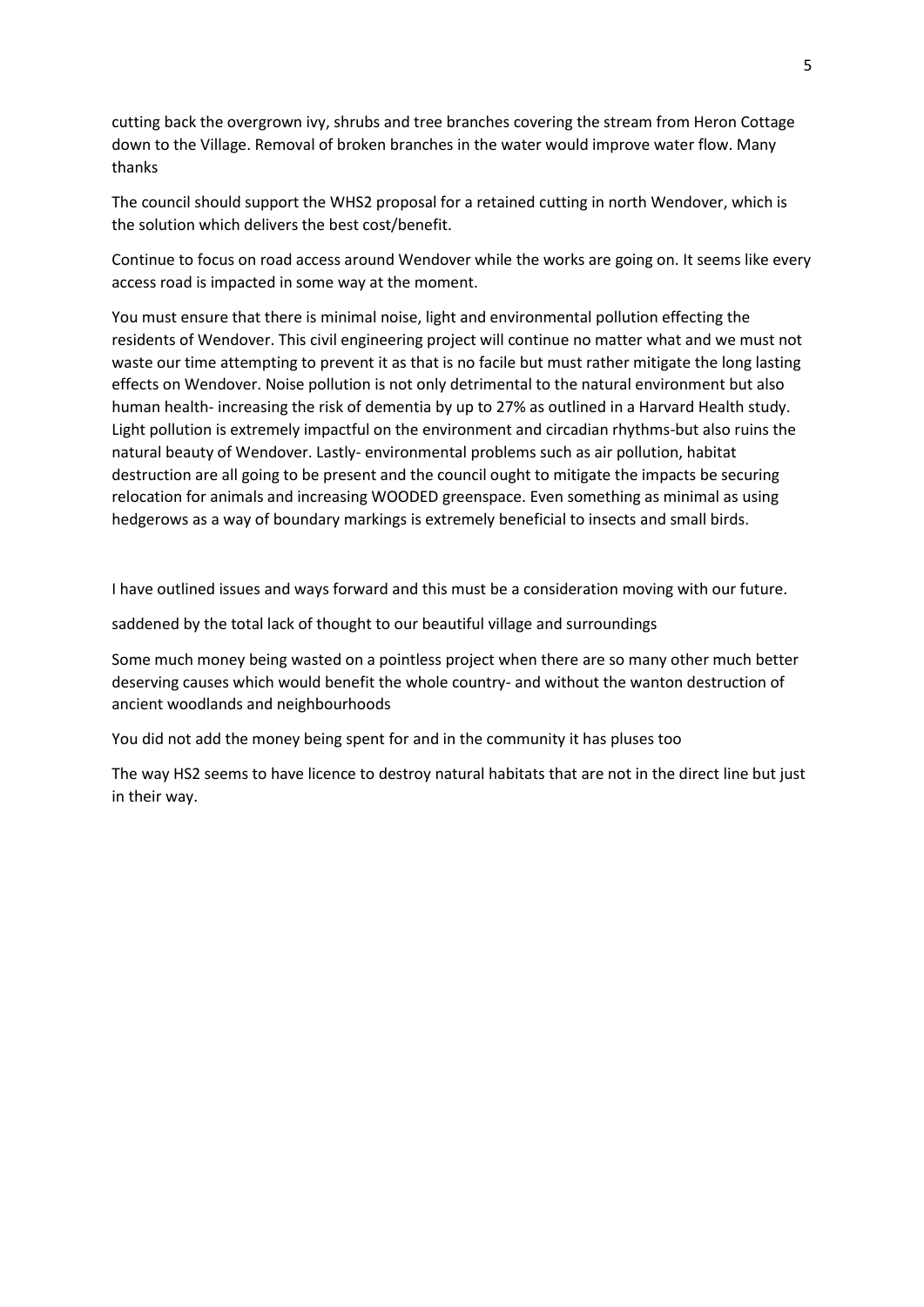cutting back the overgrown ivy, shrubs and tree branches covering the stream from Heron Cottage down to the Village. Removal of broken branches in the water would improve water flow. Many thanks

The council should support the WHS2 proposal for a retained cutting in north Wendover, which is the solution which delivers the best cost/benefit.

Continue to focus on road access around Wendover while the works are going on. It seems like every access road is impacted in some way at the moment.

You must ensure that there is minimal noise, light and environmental pollution effecting the residents of Wendover. This civil engineering project will continue no matter what and we must not waste our time attempting to prevent it as that is no facile but must rather mitigate the long lasting effects on Wendover. Noise pollution is not only detrimental to the natural environment but also human health- increasing the risk of dementia by up to 27% as outlined in a Harvard Health study. Light pollution is extremely impactful on the environment and circadian rhythms-but also ruins the natural beauty of Wendover. Lastly- environmental problems such as air pollution, habitat destruction are all going to be present and the council ought to mitigate the impacts be securing relocation for animals and increasing WOODED greenspace. Even something as minimal as using hedgerows as a way of boundary markings is extremely beneficial to insects and small birds.

I have outlined issues and ways forward and this must be a consideration moving with our future.

saddened by the total lack of thought to our beautiful village and surroundings

Some much money being wasted on a pointless project when there are so many other much better deserving causes which would benefit the whole country- and without the wanton destruction of ancient woodlands and neighbourhoods

You did not add the money being spent for and in the community it has pluses too

The way HS2 seems to have licence to destroy natural habitats that are not in the direct line but just in their way.